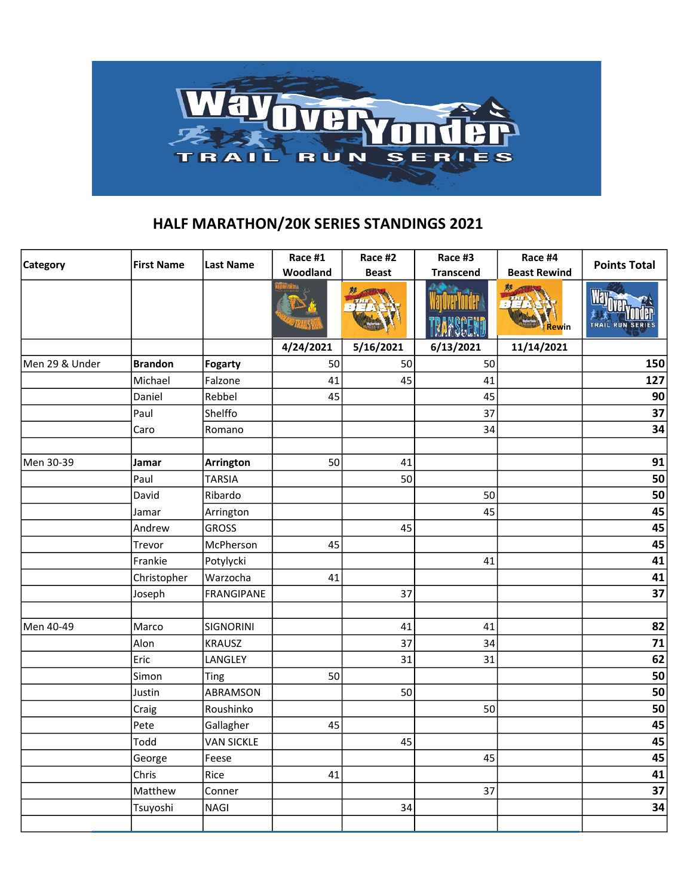# HALF MARATHON/20K SERIES STANDINGS 2021

| Category | First Name | Last Name | Race #1 Woodland | Race #2 Beast | Race #3 Transcend | Race #4 Beast Rewind | Points Total |
|---|---|---|---|---|---|---|---|
| | | | 4/24/2021 | 5/16/2021 | 6/13/2021 | 11/14/2021 | |
| Men 29 & Under | **Brandon** | **Fogarty** | 50 | 50 | 50 | | **150** |
| | Michael | Falzone | 41 | 45 | 41 | | **127** |
| | Daniel | Rebbel | 45 | | 45 | | **90** |
| | Paul | Shelffo | | | 37 | | **37** |
| | Caro | Romano | | | 34 | | **34** |
| | | | | | | | |
| Men 30-39 | **Jamar** | **Arrington** | 50 | 41 | | | **91** |
| | Paul | TARSIA | | 50 | | | **50** |
| | David | Ribardo | | | 50 | | **50** |
| | Jamar | Arrington | | | 45 | | **45** |
| | Andrew | GROSS | | 45 | | | **45** |
| | Trevor | McPherson | 45 | | | | **45** |
| | Frankie | Potylycki | | | 41 | | **41** |
| | Christopher | Warzocha | 41 | | | | **41** |
| | Joseph | FRANGIPANE | | 37 | | | **37** |
| | | | | | | | |
| Men 40-49 | Marco | SIGNORINI | | 41 | 41 | | **82** |
| | Alon | KRAUSZ | | 37 | 34 | | **71** |
| | Eric | LANGLEY | | 31 | 31 | | **62** |
| | Simon | Ting | 50 | | | | **50** |
| | Justin | ABRAMSON | | 50 | | | **50** |
| | Craig | Roushinko | | | 50 | | **50** |
| | Pete | Gallagher | 45 | | | | **45** |
| | Todd | VAN SICKLE | | 45 | | | **45** |
| | George | Feese | | | 45 | | **45** |
| | Chris | Rice | 41 | | | | **41** |
| | Matthew | Conner | | | 37 | | **37** |
| | Tsuyoshi | NAGI | | 34 | | | **34** |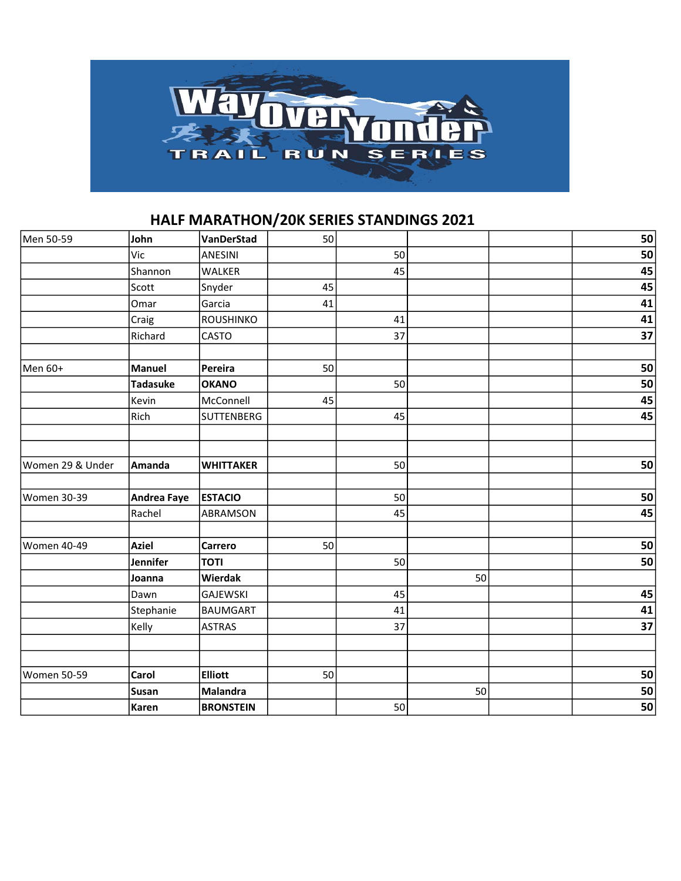Way Over Yonder

TRAIL RUN SERIES

## HALF MARATHON/20K SERIES STANDINGS 2021

| | | | | | | | |
|---|---|---|---|---|---|---|---|
| Men 50-59 | **John** | **VanDerStad** | 50 | | | | **50** |
| | Vic | ANESINI | | 50 | | | **50** |
| | Shannon | WALKER | | 45 | | | **45** |
| | Scott | Snyder | 45 | | | | **45** |
| | Omar | Garcia | 41 | | | | **41** |
| | Craig | ROUSHINKO | | 41 | | | **41** |
| | Richard | CASTO | | 37 | | | **37** |
| | | | | | | | |
| Men 60+ | **Manuel** | **Pereira** | 50 | | | | **50** |
| | **Tadasuke** | **OKANO** | | 50 | | | **50** |
| | Kevin | McConnell | 45 | | | | **45** |
| | Rich | SUTTENBERG | | 45 | | | **45** |
| | | | | | | | |
| | | | | | | | |
| Women 29 & Under | **Amanda** | **WHITTAKER** | | 50 | | | **50** |
| | | | | | | | |
| Women 30-39 | **Andrea Faye** | **ESTACIO** | | 50 | | | **50** |
| | Rachel | ABRAMSON | | 45 | | | **45** |
| | | | | | | | |
| Women 40-49 | **Aziel** | **Carrero** | 50 | | | | **50** |
| | **Jennifer** | **TOTI** | | 50 | | | **50** |
| | **Joanna** | **Wierdak** | | | 50 | | |
| | Dawn | GAJEWSKI | | 45 | | | **45** |
| | Stephanie | BAUMGART | | 41 | | | **41** |
| | Kelly | ASTRAS | | 37 | | | **37** |
| | | | | | | | |
| | | | | | | | |
| Women 50-59 | **Carol** | **Elliott** | 50 | | | | **50** |
| | **Susan** | **Malandra** | | | 50 | | **50** |
| | **Karen** | **BRONSTEIN** | | 50 | | | **50** |